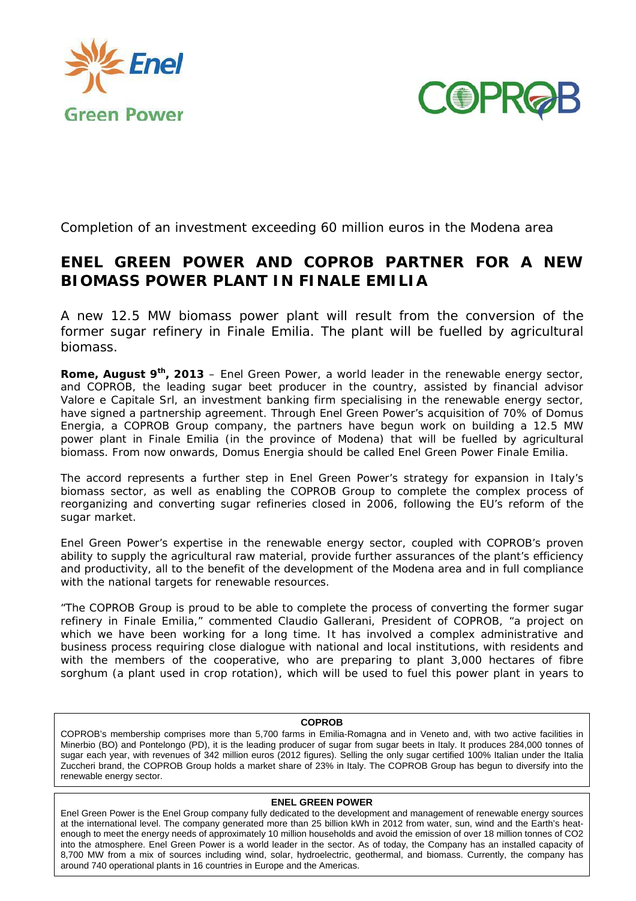Completion of an investment exceeding 60 million euros in the Modena area

# ENEL GREEN POWER AND COPROB PARTNER FOR A NEW BIOMASS POWER PLANT IN FINALE EMILIA

A new 12.5 MW biomass power plant will result from the conversion of the former sugar refinery in Finale Emilia. The plant will be fuelled by agricultural biomass.

**Rome, August 9th, 2013** – Enel Green Power, a world leader in the renewable energy sector, and COPROB, the leading sugar beet producer in the country, assisted by financial advisor Valore e Capitale Srl, an investment banking firm specialising in the renewable energy sector, have signed a partnership agreement. Through Enel Green Power's acquisition of 70% of Domus Energia, a COPROB Group company, the partners have begun work on building a 12.5 MW power plant in Finale Emilia (in the province of Modena) that will be fuelled by agricultural biomass. From now onwards, Domus Energia should be called Enel Green Power Finale Emilia.

The accord represents a further step in Enel Green Power's strategy for expansion in Italy's biomass sector, as well as enabling the COPROB Group to complete the complex process of reorganizing and converting sugar refineries closed in 2006, following the EU's reform of the sugar market.

Enel Green Power's expertise in the renewable energy sector, coupled with COPROB's proven ability to supply the agricultural raw material, provide further assurances of the plant's efficiency and productivity, all to the benefit of the development of the Modena area and in full compliance with the national targets for renewable resources.

"The COPROB Group is proud to be able to complete the process of converting the former sugar refinery in Finale Emilia," commented Claudio Gallerani, President of COPROB, "a project on which we have been working for a long time. It has involved a complex administrative and business process requiring close dialogue with national and local institutions, with residents and with the members of the cooperative, who are preparing to plant 3,000 hectares of fibre sorghum (a plant used in crop rotation), which will be used to fuel this power plant in years to

**COPROB**

COPROB's membership comprises more than 5,700 farms in Emilia-Romagna and in Veneto and, with two active facilities in Minerbio (BO) and Pontelongo (PD), it is the leading producer of sugar from sugar beets in Italy. It produces 284,000 tonnes of sugar each year, with revenues of 342 million euros (2012 figures). Selling the only sugar certified 100% Italian under the Italia Zuccheri brand, the COPROB Group holds a market share of 23% in Italy. The COPROB Group has begun to diversify into the renewable energy sector.

**ENEL GREEN POWER**

Enel Green Power is the Enel Group company fully dedicated to the development and management of renewable energy sources at the international level. The company generated more than 25 billion kWh in 2012 from water, sun, wind and the Earth's heat-enough to meet the energy needs of approximately 10 million households and avoid the emission of over 18 million tonnes of $CO_2$ into the atmosphere. Enel Green Power is a world leader in the sector. As of today, the Company has an installed capacity of 8,700 MW from a mix of sources including wind, solar, hydroelectric, geothermal, and biomass. Currently, the company has around 740 operational plants in 16 countries in Europe and the Americas.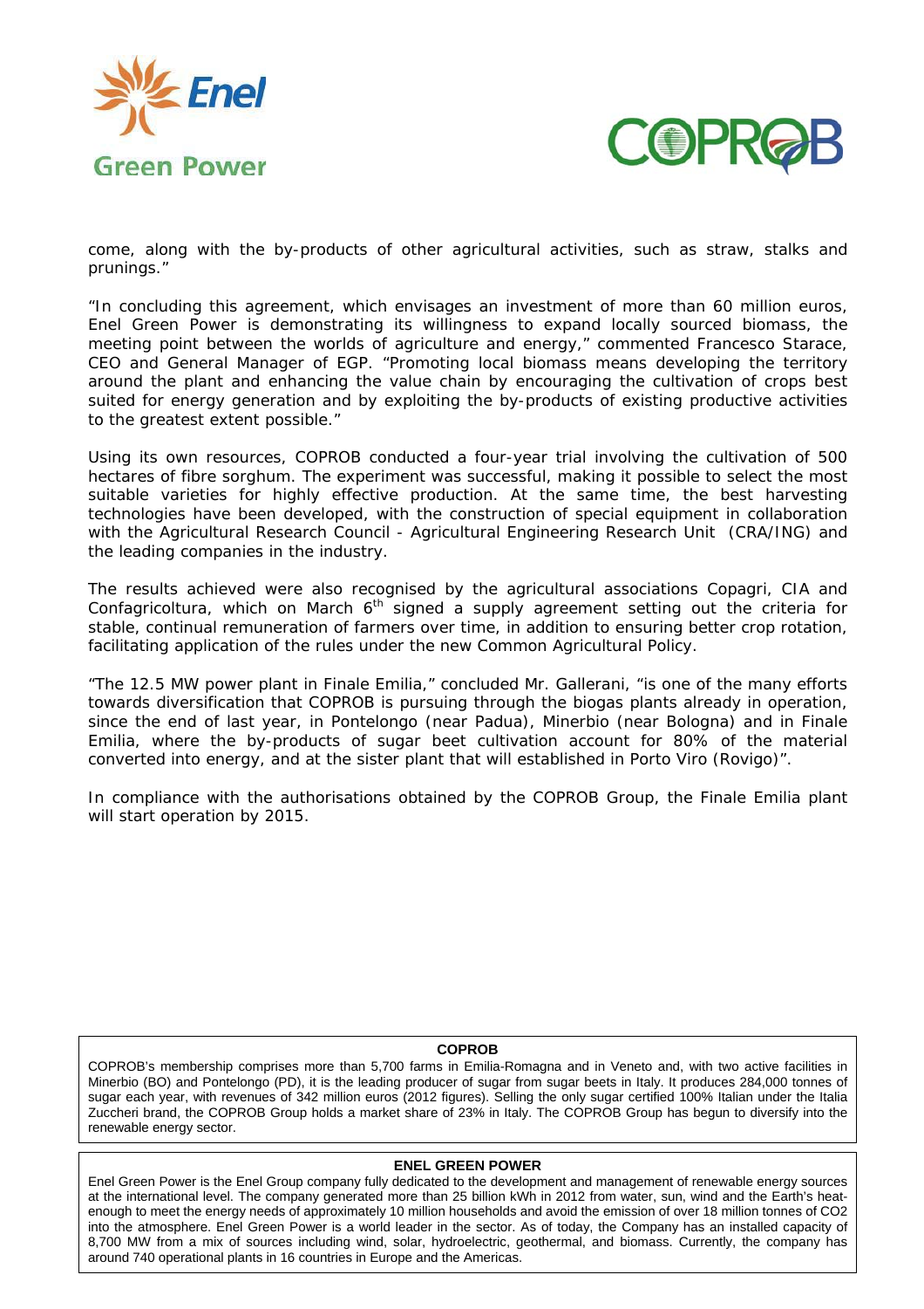come, along with the by-products of other agricultural activities, such as straw, stalks and prunings."

"In concluding this agreement, which envisages an investment of more than 60 million euros, Enel Green Power is demonstrating its willingness to expand locally sourced biomass, the meeting point between the worlds of agriculture and energy," commented Francesco Starace, CEO and General Manager of EGP. "Promoting local biomass means developing the territory around the plant and enhancing the value chain by encouraging the cultivation of crops best suited for energy generation and by exploiting the by-products of existing productive activities to the greatest extent possible."

Using its own resources, COPROB conducted a four-year trial involving the cultivation of 500 hectares of fibre sorghum. The experiment was successful, making it possible to select the most suitable varieties for highly effective production. At the same time, the best harvesting technologies have been developed, with the construction of special equipment in collaboration with the Agricultural Research Council - Agricultural Engineering Research Unit (CRA/ING) and the leading companies in the industry.

The results achieved were also recognised by the agricultural associations Copagri, CIA and Confagricoltura, which on March 6th signed a supply agreement setting out the criteria for stable, continual remuneration of farmers over time, in addition to ensuring better crop rotation, facilitating application of the rules under the new Common Agricultural Policy.

"The 12.5 MW power plant in Finale Emilia," concluded Mr. Gallerani, "is one of the many efforts towards diversification that COPROB is pursuing through the biogas plants already in operation, since the end of last year, in Pontelongo (near Padua), Minerbio (near Bologna) and in Finale Emilia, where the by-products of sugar beet cultivation account for 80% of the material converted into energy, and at the sister plant that will established in Porto Viro (Rovigo)".

In compliance with the authorisations obtained by the COPROB Group, the Finale Emilia plant will start operation by 2015.

**COPROB**

COPROB's membership comprises more than 5,700 farms in Emilia-Romagna and in Veneto and, with two active facilities in Minerbio (BO) and Pontelongo (PD), it is the leading producer of sugar from sugar beets in Italy. It produces 284,000 tonnes of sugar each year, with revenues of 342 million euros (2012 figures). Selling the only sugar certified 100% Italian under the Italia Zuccheri brand, the COPROB Group holds a market share of 23% in Italy. The COPROB Group has begun to diversify into the renewable energy sector.

**ENEL GREEN POWER**

Enel Green Power is the Enel Group company fully dedicated to the development and management of renewable energy sources at the international level. The company generated more than 25 billion kWh in 2012 from water, sun, wind and the Earth's heat-enough to meet the energy needs of approximately 10 million households and avoid the emission of over 18 million tonnes of CO2 into the atmosphere. Enel Green Power is a world leader in the sector. As of today, the Company has an installed capacity of 8,700 MW from a mix of sources including wind, solar, hydroelectric, geothermal, and biomass. Currently, the company has around 740 operational plants in 16 countries in Europe and the Americas.